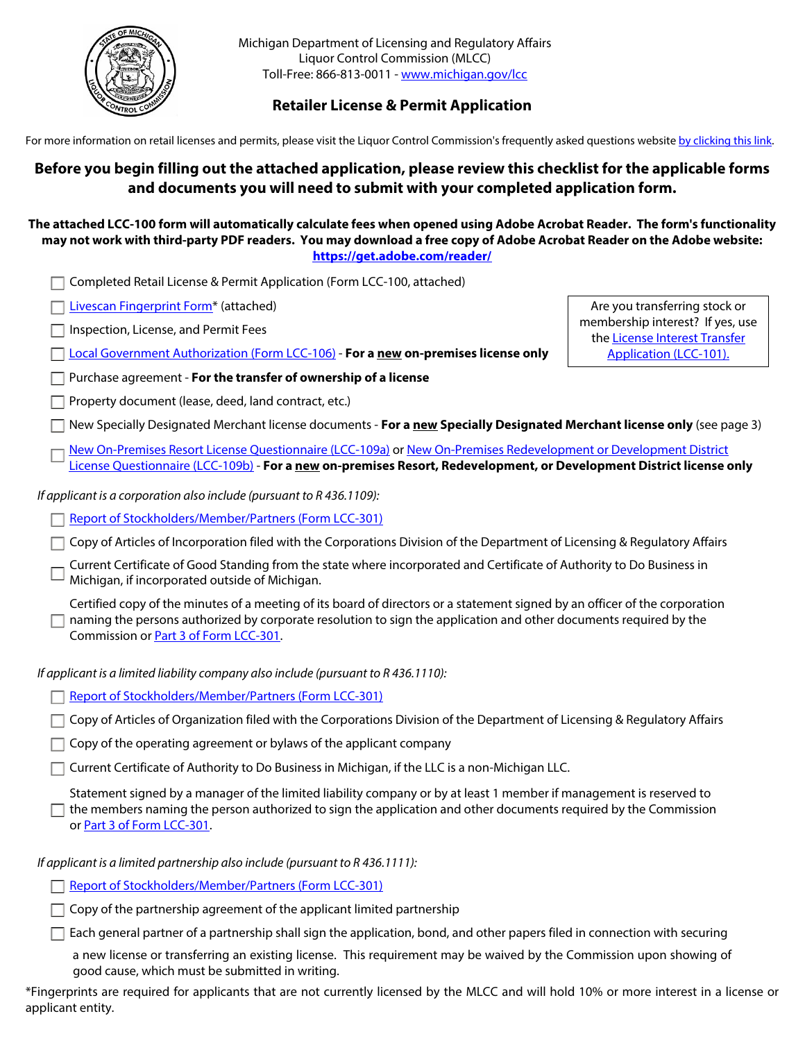Michigan Department of Licensing and Regulatory Affairs
Liquor Control Commission (MLCC)
Toll-Free: 866-813-0011 - www.michigan.gov/lcc

# Retailer License & Permit Application

For more information on retail licenses and permits, please visit the Liquor Control Commission's frequently asked questions website by clicking this link.

**Before you begin filling out the attached application, please review this checklist for the applicable forms and documents you will need to submit with your completed application form.**

**The attached LCC-100 form will automatically calculate fees when opened using Adobe Acrobat Reader. The form's functionality may not work with third-party PDF readers. You may download a free copy of Adobe Acrobat Reader on the Adobe website: https://get.adobe.com/reader/**

Are you transferring stock or membership interest? If yes, use the License Interest Transfer Application (LCC-101).

- ☐ Completed Retail License & Permit Application (Form LCC-100, attached)
- ☐ Livescan Fingerprint Form* (attached)
- ☐ Inspection, License, and Permit Fees
- ☐ Local Government Authorization (Form LCC-106) - **For a new on-premises license only**
- ☐ Purchase agreement - **For the transfer of ownership of a license**
- ☐ Property document (lease, deed, land contract, etc.)
- ☐ New Specially Designated Merchant license documents - **For a new Specially Designated Merchant license only** (see page 3)
- ☐ New On-Premises Resort License Questionnaire (LCC-109a) or New On-Premises Redevelopment or Development District License Questionnaire (LCC-109b) - **For a new on-premises Resort, Redevelopment, or Development District license only**

*If applicant is a corporation also include (pursuant to R 436.1109):*

- ☐ Report of Stockholders/Member/Partners (Form LCC-301)
- ☐ Copy of Articles of Incorporation filed with the Corporations Division of the Department of Licensing & Regulatory Affairs
- ☐ Current Certificate of Good Standing from the state where incorporated and Certificate of Authority to Do Business in Michigan, if incorporated outside of Michigan.
- ☐ Certified copy of the minutes of a meeting of its board of directors or a statement signed by an officer of the corporation naming the persons authorized by corporate resolution to sign the application and other documents required by the Commission or Part 3 of Form LCC-301.

*If applicant is a limited liability company also include (pursuant to R 436.1110):*

- ☐ Report of Stockholders/Member/Partners (Form LCC-301)
- ☐ Copy of Articles of Organization filed with the Corporations Division of the Department of Licensing & Regulatory Affairs
- ☐ Copy of the operating agreement or bylaws of the applicant company
- ☐ Current Certificate of Authority to Do Business in Michigan, if the LLC is a non-Michigan LLC.
- ☐ Statement signed by a manager of the limited liability company or by at least 1 member if management is reserved to the members naming the person authorized to sign the application and other documents required by the Commission or Part 3 of Form LCC-301.

*If applicant is a limited partnership also include (pursuant to R 436.1111):*

- ☐ Report of Stockholders/Member/Partners (Form LCC-301)
- ☐ Copy of the partnership agreement of the applicant limited partnership
- ☐ Each general partner of a partnership shall sign the application, bond, and other papers filed in connection with securing a new license or transferring an existing license. This requirement may be waived by the Commission upon showing of good cause, which must be submitted in writing.

*Fingerprints are required for applicants that are not currently licensed by the MLCC and will hold 10% or more interest in a license or applicant entity.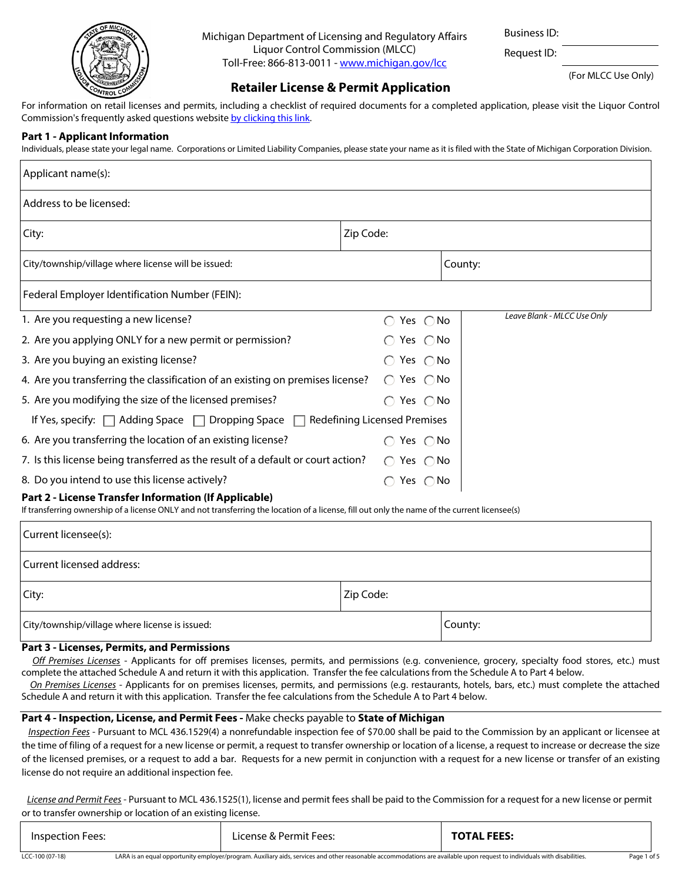Michigan Department of Licensing and Regulatory Affairs
Liquor Control Commission (MLCC)
Toll-Free: 866-813-0011 - www.michigan.gov/lcc

Business ID:

Request ID:

(For MLCC Use Only)

# Retailer License & Permit Application

For information on retail licenses and permits, including a checklist of required documents for a completed application, please visit the Liquor Control Commission's frequently asked questions website by clicking this link.

## Part 1 - Applicant Information

Individuals, please state your legal name. Corporations or Limited Liability Companies, please state your name as it is filed with the State of Michigan Corporation Division.

| | |
|---|---|
| Applicant name(s): | |
| Address to be licensed: | |
| City: | Zip Code: |
| City/township/village where license will be issued: | County: |
| Federal Employer Identification Number (FEIN): | |

| Question | Answer | *Leave Blank - MLCC Use Only* |
|---|---|---|
| 1. Are you requesting a new license? | ◯ Yes ◯ No | |
| 2. Are you applying ONLY for a new permit or permission? | ◯ Yes ◯ No | |
| 3. Are you buying an existing license? | ◯ Yes ◯ No | |
| 4. Are you transferring the classification of an existing on premises license? | ◯ Yes ◯ No | |
| 5. Are you modifying the size of the licensed premises? | ◯ Yes ◯ No | |
| If Yes, specify: ☐ Adding Space ☐ Dropping Space ☐ Redefining Licensed Premises | | |
| 6. Are you transferring the location of an existing license? | ◯ Yes ◯ No | |
| 7. Is this license being transferred as the result of a default or court action? | ◯ Yes ◯ No | |
| 8. Do you intend to use this license actively? | ◯ Yes ◯ No | |

## Part 2 - License Transfer Information (If Applicable)

If transferring ownership of a license ONLY and not transferring the location of a license, fill out only the name of the current licensee(s)

| | |
|---|---|
| Current licensee(s): | |
| Current licensed address: | |
| City: | Zip Code: |
| City/township/village where license is issued: | County: |

## Part 3 - Licenses, Permits, and Permissions

*Off Premises Licenses* - Applicants for off premises licenses, permits, and permissions (e.g. convenience, grocery, specialty food stores, etc.) must complete the attached Schedule A and return it with this application. Transfer the fee calculations from the Schedule A to Part 4 below.

*On Premises Licenses* - Applicants for on premises licenses, permits, and permissions (e.g. restaurants, hotels, bars, etc.) must complete the attached Schedule A and return it with this application. Transfer the fee calculations from the Schedule A to Part 4 below.

## Part 4 - Inspection, License, and Permit Fees - Make checks payable to **State of Michigan**

*Inspection Fees* - Pursuant to MCL 436.1529(4) a nonrefundable inspection fee of $70.00 shall be paid to the Commission by an applicant or licensee at the time of filing of a request for a new license or permit, a request to transfer ownership or location of a license, a request to increase or decrease the size of the licensed premises, or a request to add a bar. Requests for a new permit in conjunction with a request for a new license or transfer of an existing license do not require an additional inspection fee.

*License and Permit Fees* - Pursuant to MCL 436.1525(1), license and permit fees shall be paid to the Commission for a request for a new license or permit or to transfer ownership or location of an existing license.

| Inspection Fees: | License & Permit Fees: | **TOTAL FEES:** |
|---|---|---|

LCC-100 (07-18) LARA is an equal opportunity employer/program. Auxiliary aids, services and other reasonable accommodations are available upon request to individuals with disabilities.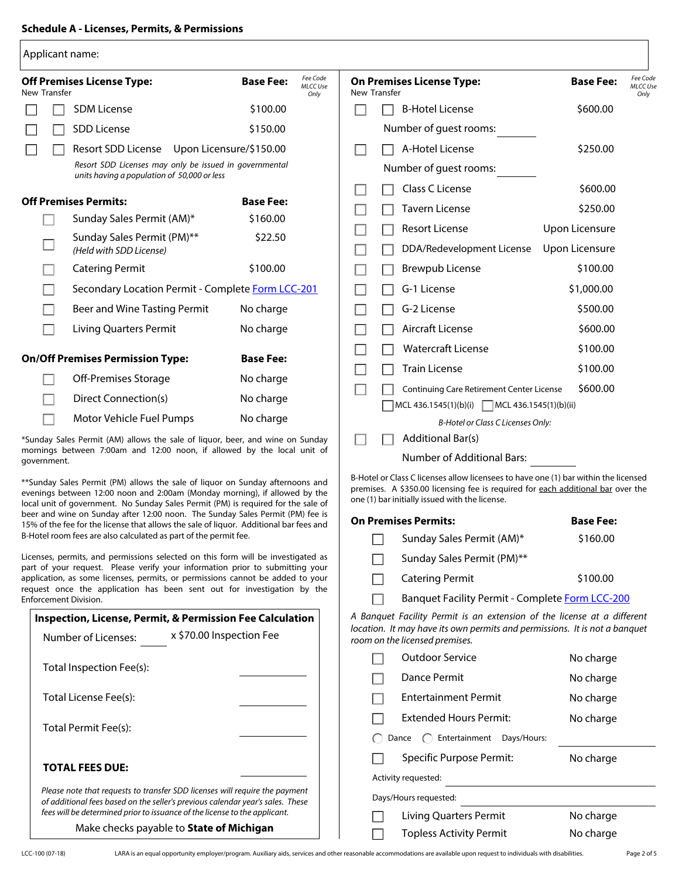## Schedule A - Licenses, Permits, & Permissions

Applicant name:

### Off Premises License Type:

| New | Transfer | Off Premises License Type | Base Fee: | Fee Code MLCC Use Only |
|---|---|---|---|---|
| ☐ | ☐ | SDM License | $100.00 | |
| ☐ | ☐ | SDD License | $150.00 | |
| ☐ | ☐ | Resort SDD License | Upon Licensure/$150.00 | |

*Resort SDD Licenses may only be issued in governmental units having a population of 50,000 or less*

### Off Premises Permits:

| | Off Premises Permits | Base Fee: |
|---|---|---|
| ☐ | Sunday Sales Permit (AM)* | $160.00 |
| ☐ | Sunday Sales Permit (PM)** *(Held with SDD License)* | $22.50 |
| ☐ | Catering Permit | $100.00 |
| ☐ | Secondary Location Permit - Complete Form LCC-201 | |
| ☐ | Beer and Wine Tasting Permit | No charge |
| ☐ | Living Quarters Permit | No charge |

### On/Off Premises Permission Type:

| | On/Off Premises Permission Type | Base Fee: |
|---|---|---|
| ☐ | Off-Premises Storage | No charge |
| ☐ | Direct Connection(s) | No charge |
| ☐ | Motor Vehicle Fuel Pumps | No charge |

*Sunday Sales Permit (AM) allows the sale of liquor, beer, and wine on Sunday mornings between 7:00am and 12:00 noon, if allowed by the local unit of government.

**Sunday Sales Permit (PM) allows the sale of liquor on Sunday afternoons and evenings between 12:00 noon and 2:00am (Monday morning), if allowed by the local unit of government. No Sunday Sales Permit (PM) is required for the sale of beer and wine on Sunday after 12:00 noon. The Sunday Sales Permit (PM) fee is 15% of the fee for the license that allows the sale of liquor. Additional bar fees and B-Hotel room fees are also calculated as part of the permit fee.

Licenses, permits, and permissions selected on this form will be investigated as part of your request. Please verify your information prior to submitting your application, as some licenses, permits, or permissions cannot be added to your request once the application has been sent out for investigation by the Enforcement Division.

### Inspection, License, Permit, & Permission Fee Calculation

Number of Licenses: ______ x $70.00 Inspection Fee

Total Inspection Fee(s): ______

Total License Fee(s): ______

Total Permit Fee(s): ______

**TOTAL FEES DUE:** ______

*Please note that requests to transfer SDD licenses will require the payment of additional fees based on the seller's previous calendar year's sales. These fees will be determined prior to issuance of the license to the applicant.*

Make checks payable to **State of Michigan**

### On Premises License Type:

| New | Transfer | On Premises License Type | Base Fee: | Fee Code MLCC Use Only |
|---|---|---|---|---|
| ☐ | ☐ | B-Hotel License (Number of guest rooms: ______) | $600.00 | |
| ☐ | ☐ | A-Hotel License (Number of guest rooms: ______) | $250.00 | |
| ☐ | ☐ | Class C License | $600.00 | |
| ☐ | ☐ | Tavern License | $250.00 | |
| ☐ | ☐ | Resort License | Upon Licensure | |
| ☐ | ☐ | DDA/Redevelopment License | Upon Licensure | |
| ☐ | ☐ | Brewpub License | $100.00 | |
| ☐ | ☐ | G-1 License | $1,000.00 | |
| ☐ | ☐ | G-2 License | $500.00 | |
| ☐ | ☐ | Aircraft License | $600.00 | |
| ☐ | ☐ | Watercraft License | $100.00 | |
| ☐ | ☐ | Train License | $100.00 | |
| ☐ | ☐ | Continuing Care Retirement Center License (☐ MCL 436.1545(1)(b)(i) ☐ MCL 436.1545(1)(b)(ii)) | $600.00 | |

*B-Hotel or Class C Licenses Only:*

| New | Transfer | | |
|---|---|---|---|
| ☐ | ☐ | Additional Bar(s) — Number of Additional Bars: ______ | |

B-Hotel or Class C licenses allow licensees to have one (1) bar within the licensed premises. A $350.00 licensing fee is required for each additional bar over the one (1) bar initially issued with the license.

### On Premises Permits:

| | On Premises Permits | Base Fee: |
|---|---|---|
| ☐ | Sunday Sales Permit (AM)* | $160.00 |
| ☐ | Sunday Sales Permit (PM)** | |
| ☐ | Catering Permit | $100.00 |
| ☐ | Banquet Facility Permit - Complete Form LCC-200 | |

*A Banquet Facility Permit is an extension of the license at a different location. It may have its own permits and permissions. It is not a banquet room on the licensed premises.*

| | | |
|---|---|---|
| ☐ | Outdoor Service | No charge |
| ☐ | Dance Permit | No charge |
| ☐ | Entertainment Permit | No charge |
| ☐ | Extended Hours Permit: (◯ Dance ◯ Entertainment Days/Hours: ______) | No charge |
| ☐ | Specific Purpose Permit: (Activity requested: ______ Days/Hours requested: ______) | No charge |
| ☐ | Living Quarters Permit | No charge |
| ☐ | Topless Activity Permit | No charge |

LCC-100 (07-18)

LARA is an equal opportunity employer/program. Auxiliary aids, services and other reasonable accommodations are available upon request to individuals with disabilities.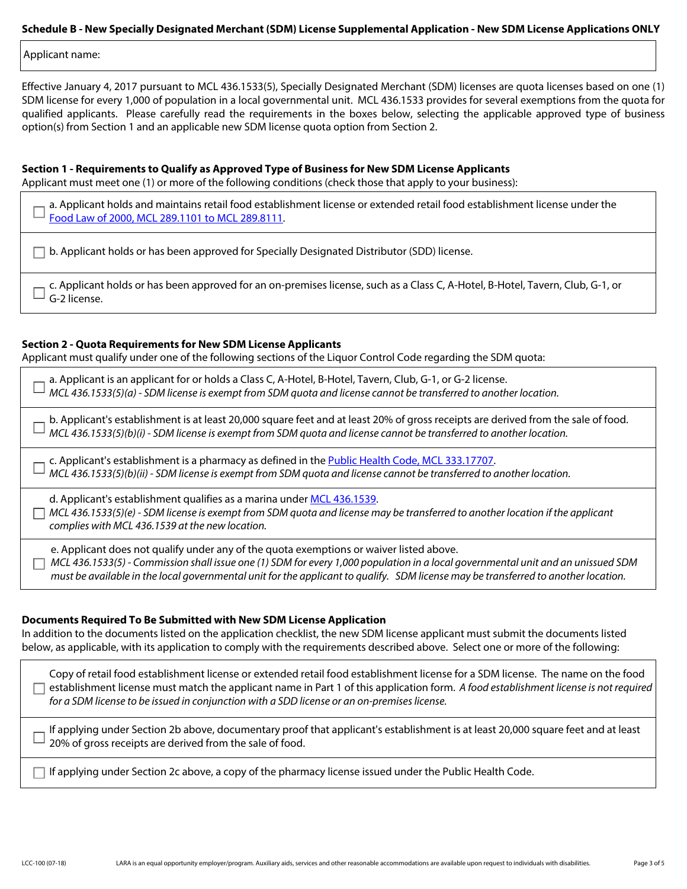## Schedule B - New Specially Designated Merchant (SDM) License Supplemental Application - New SDM License Applications ONLY

Applicant name:

Effective January 4, 2017 pursuant to MCL 436.1533(5), Specially Designated Merchant (SDM) licenses are quota licenses based on one (1) SDM license for every 1,000 of population in a local governmental unit. MCL 436.1533 provides for several exemptions from the quota for qualified applicants. Please carefully read the requirements in the boxes below, selecting the applicable approved type of business option(s) from Section 1 and an applicable new SDM license quota option from Section 2.

### Section 1 - Requirements to Qualify as Approved Type of Business for New SDM License Applicants

Applicant must meet one (1) or more of the following conditions (check those that apply to your business):

- ☐ a. Applicant holds and maintains retail food establishment license or extended retail food establishment license under the Food Law of 2000, MCL 289.1101 to MCL 289.8111.
- ☐ b. Applicant holds or has been approved for Specially Designated Distributor (SDD) license.
- ☐ c. Applicant holds or has been approved for an on-premises license, such as a Class C, A-Hotel, B-Hotel, Tavern, Club, G-1, or G-2 license.

### Section 2 - Quota Requirements for New SDM License Applicants

Applicant must qualify under one of the following sections of the Liquor Control Code regarding the SDM quota:

- ☐ a. Applicant is an applicant for or holds a Class C, A-Hotel, B-Hotel, Tavern, Club, G-1, or G-2 license.
  *MCL 436.1533(5)(a) - SDM license is exempt from SDM quota and license cannot be transferred to another location.*
- ☐ b. Applicant's establishment is at least 20,000 square feet and at least 20% of gross receipts are derived from the sale of food.
  *MCL 436.1533(5)(b)(i) - SDM license is exempt from SDM quota and license cannot be transferred to another location.*
- ☐ c. Applicant's establishment is a pharmacy as defined in the Public Health Code, MCL 333.17707.
  *MCL 436.1533(5)(b)(ii) - SDM license is exempt from SDM quota and license cannot be transferred to another location.*
- ☐ d. Applicant's establishment qualifies as a marina under MCL 436.1539.
  *MCL 436.1533(5)(e) - SDM license is exempt from SDM quota and license may be transferred to another location if the applicant complies with MCL 436.1539 at the new location.*
- ☐ e. Applicant does not qualify under any of the quota exemptions or waiver listed above.
  *MCL 436.1533(5) - Commission shall issue one (1) SDM for every 1,000 population in a local governmental unit and an unissued SDM must be available in the local governmental unit for the applicant to qualify. SDM license may be transferred to another location.*

### Documents Required To Be Submitted with New SDM License Application

In addition to the documents listed on the application checklist, the new SDM license applicant must submit the documents listed below, as applicable, with its application to comply with the requirements described above. Select one or more of the following:

- ☐ Copy of retail food establishment license or extended retail food establishment license for a SDM license. The name on the food establishment license must match the applicant name in Part 1 of this application form. *A food establishment license is not required for a SDM license to be issued in conjunction with a SDD license or an on-premises license.*
- ☐ If applying under Section 2b above, documentary proof that applicant's establishment is at least 20,000 square feet and at least 20% of gross receipts are derived from the sale of food.
- ☐ If applying under Section 2c above, a copy of the pharmacy license issued under the Public Health Code.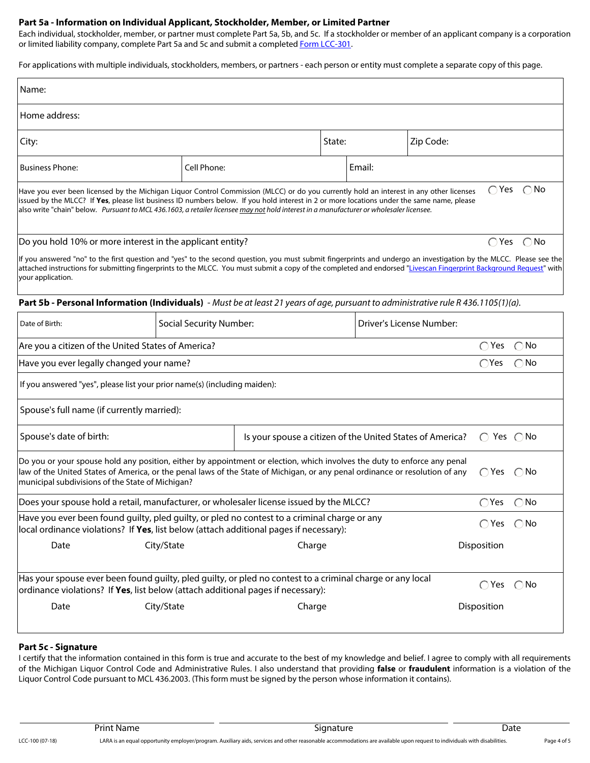## Part 5a - Information on Individual Applicant, Stockholder, Member, or Limited Partner

Each individual, stockholder, member, or partner must complete Part 5a, 5b, and 5c. If a stockholder or member of an applicant company is a corporation or limited liability company, complete Part 5a and 5c and submit a completed Form LCC-301.

For applications with multiple individuals, stockholders, members, or partners - each person or entity must complete a separate copy of this page.

| | | |
|---|---|---|
| Name: | | |
| Home address: | | |
| City: | State: | Zip Code: |
| Business Phone: | Cell Phone: | Email: |

Have you ever been licensed by the Michigan Liquor Control Commission (MLCC) or do you currently hold an interest in any other licenses issued by the MLCC? If **Yes**, please list business ID numbers below. If you hold interest in 2 or more locations under the same name, please also write "chain" below. *Pursuant to MCL 436.1603, a retailer licensee may not hold interest in a manufacturer or wholesaler licensee.* ◯ Yes ◯ No

Do you hold 10% or more interest in the applicant entity? ◯ Yes ◯ No

If you answered "no" to the first question and "yes" to the second question, you must submit fingerprints and undergo an investigation by the MLCC. Please see the attached instructions for submitting fingerprints to the MLCC. You must submit a copy of the completed and endorsed "Livescan Fingerprint Background Request" with your application.

## Part 5b - Personal Information (Individuals)

*- Must be at least 21 years of age, pursuant to administrative rule R 436.1105(1)(a).*

| | | |
|---|---|---|
| Date of Birth: | Social Security Number: | Driver's License Number: |

Are you a citizen of the United States of America? ◯ Yes ◯ No

Have you ever legally changed your name? ◯ Yes ◯ No

If you answered "yes", please list your prior name(s) (including maiden):

Spouse's full name (if currently married):

Spouse's date of birth: | Is your spouse a citizen of the United States of America? ◯ Yes ◯ No

Do you or your spouse hold any position, either by appointment or election, which involves the duty to enforce any penal law of the United States of America, or the penal laws of the State of Michigan, or any penal ordinance or resolution of any municipal subdivisions of the State of Michigan? ◯ Yes ◯ No

Does your spouse hold a retail, manufacturer, or wholesaler license issued by the MLCC? ◯ Yes ◯ No

Have you ever been found guilty, pled guilty, or pled no contest to a criminal charge or any local ordinance violations? If **Yes**, list below (attach additional pages if necessary): ◯ Yes ◯ No

| Date | City/State | Charge | Disposition |
|---|---|---|---|
| | | | |

Has your spouse ever been found guilty, pled guilty, or pled no contest to a criminal charge or any local ordinance violations? If **Yes**, list below (attach additional pages if necessary): ◯ Yes ◯ No

| Date | City/State | Charge | Disposition |
|---|---|---|---|
| | | | |

## Part 5c - Signature

I certify that the information contained in this form is true and accurate to the best of my knowledge and belief. I agree to comply with all requirements of the Michigan Liquor Control Code and Administrative Rules. I also understand that providing **false** or **fraudulent** information is a violation of the Liquor Control Code pursuant to MCL 436.2003. (This form must be signed by the person whose information it contains).

| Print Name | Signature | Date |
|---|---|---|
| | | |

LCC-100 (07-18)

LARA is an equal opportunity employer/program. Auxiliary aids, services and other reasonable accommodations are available upon request to individuals with disabilities.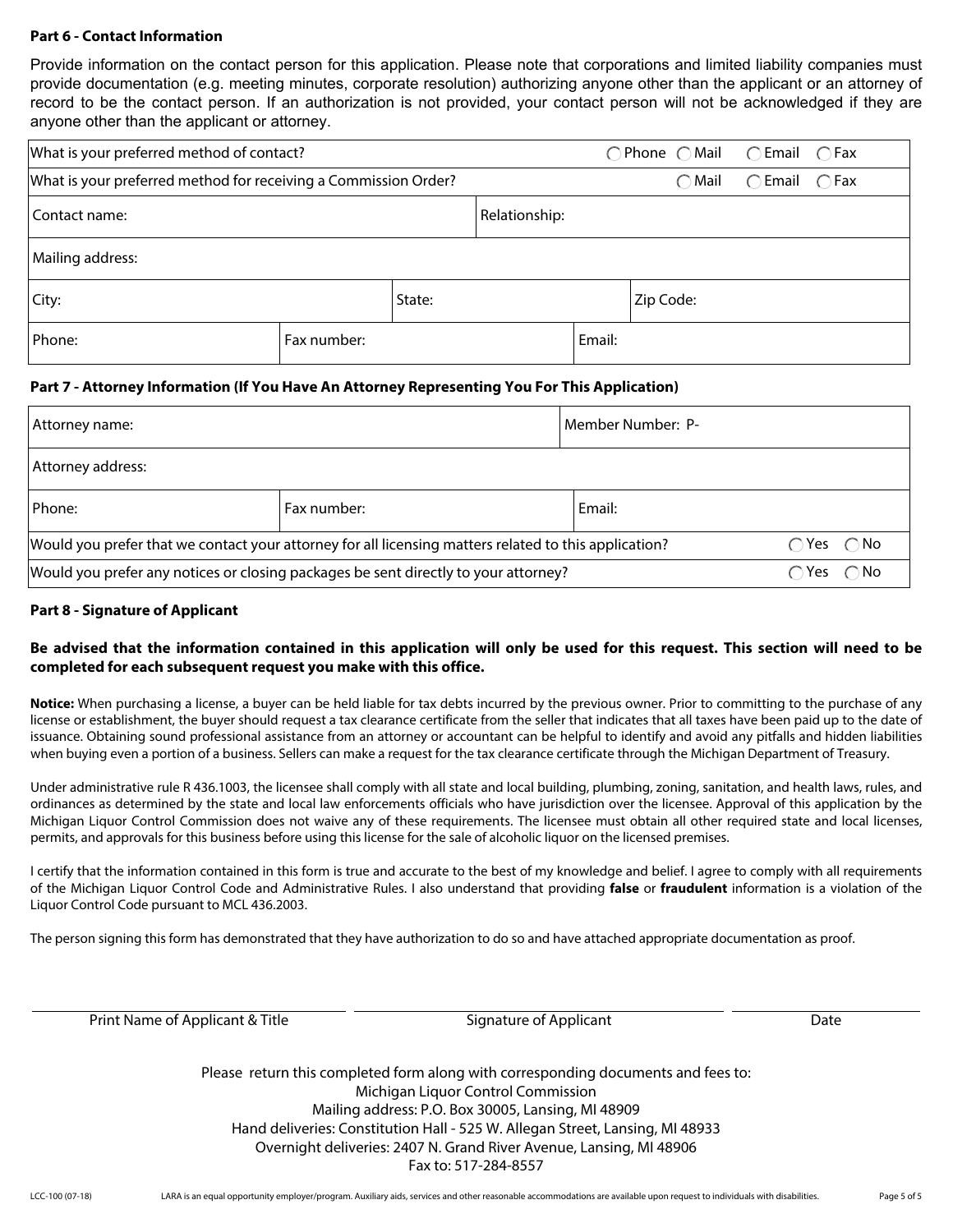### Part 6 - Contact Information

Provide information on the contact person for this application. Please note that corporations and limited liability companies must provide documentation (e.g. meeting minutes, corporate resolution) authorizing anyone other than the applicant or an attorney of record to be the contact person. If an authorization is not provided, your contact person will not be acknowledged if they are anyone other than the applicant or attorney.

| | | |
|---|---|---|
| What is your preferred method of contact? | | ◯ Phone ◯ Mail ◯ Email ◯ Fax |
| What is your preferred method for receiving a Commission Order? | | ◯ Mail ◯ Email ◯ Fax |
| Contact name: | Relationship: | |
| Mailing address: | | |
| City: | State: | Zip Code: |
| Phone: | Fax number: | Email: |

### Part 7 - Attorney Information (If You Have An Attorney Representing You For This Application)

| | | |
|---|---|---|
| Attorney name: | | Member Number: P- |
| Attorney address: | | |
| Phone: | Fax number: | Email: |
| Would you prefer that we contact your attorney for all licensing matters related to this application? | | ◯ Yes ◯ No |
| Would you prefer any notices or closing packages be sent directly to your attorney? | | ◯ Yes ◯ No |

### Part 8 - Signature of Applicant

**Be advised that the information contained in this application will only be used for this request. This section will need to be completed for each subsequent request you make with this office.**

**Notice:** When purchasing a license, a buyer can be held liable for tax debts incurred by the previous owner. Prior to committing to the purchase of any license or establishment, the buyer should request a tax clearance certificate from the seller that indicates that all taxes have been paid up to the date of issuance. Obtaining sound professional assistance from an attorney or accountant can be helpful to identify and avoid any pitfalls and hidden liabilities when buying even a portion of a business. Sellers can make a request for the tax clearance certificate through the Michigan Department of Treasury.

Under administrative rule R 436.1003, the licensee shall comply with all state and local building, plumbing, zoning, sanitation, and health laws, rules, and ordinances as determined by the state and local law enforcements officials who have jurisdiction over the licensee. Approval of this application by the Michigan Liquor Control Commission does not waive any of these requirements. The licensee must obtain all other required state and local licenses, permits, and approvals for this business before using this license for the sale of alcoholic liquor on the licensed premises.

I certify that the information contained in this form is true and accurate to the best of my knowledge and belief. I agree to comply with all requirements of the Michigan Liquor Control Code and Administrative Rules. I also understand that providing **false** or **fraudulent** information is a violation of the Liquor Control Code pursuant to MCL 436.2003.

The person signing this form has demonstrated that they have authorization to do so and have attached appropriate documentation as proof.

| Print Name of Applicant & Title | Signature of Applicant | Date |
|---|---|---|
| | | |

Please return this completed form along with corresponding documents and fees to:
Michigan Liquor Control Commission
Mailing address: P.O. Box 30005, Lansing, MI 48909
Hand deliveries: Constitution Hall - 525 W. Allegan Street, Lansing, MI 48933
Overnight deliveries: 2407 N. Grand River Avenue, Lansing, MI 48906
Fax to: 517-284-8557

LCC-100 (07-18) LARA is an equal opportunity employer/program. Auxiliary aids, services and other reasonable accommodations are available upon request to individuals with disabilities.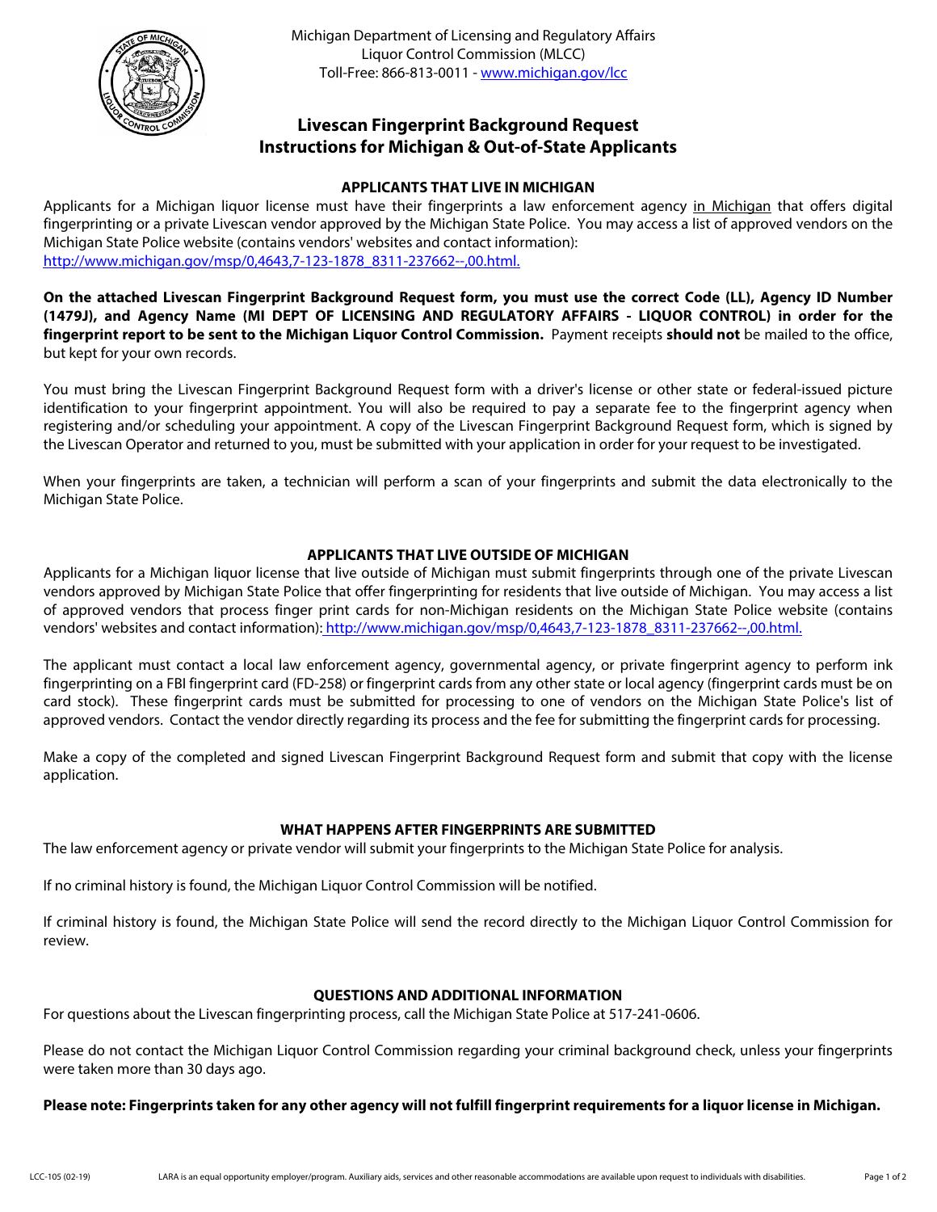Michigan Department of Licensing and Regulatory Affairs
Liquor Control Commission (MLCC)
Toll-Free: 866-813-0011 - www.michigan.gov/lcc

# Livescan Fingerprint Background Request Instructions for Michigan & Out-of-State Applicants

## APPLICANTS THAT LIVE IN MICHIGAN

Applicants for a Michigan liquor license must have their fingerprints a law enforcement agency in Michigan that offers digital fingerprinting or a private Livescan vendor approved by the Michigan State Police. You may access a list of approved vendors on the Michigan State Police website (contains vendors' websites and contact information): http://www.michigan.gov/msp/0,4643,7-123-1878_8311-237662--,00.html.

**On the attached Livescan Fingerprint Background Request form, you must use the correct Code (LL), Agency ID Number (1479J), and Agency Name (MI DEPT OF LICENSING AND REGULATORY AFFAIRS - LIQUOR CONTROL) in order for the fingerprint report to be sent to the Michigan Liquor Control Commission.** Payment receipts **should not** be mailed to the office, but kept for your own records.

You must bring the Livescan Fingerprint Background Request form with a driver's license or other state or federal-issued picture identification to your fingerprint appointment. You will also be required to pay a separate fee to the fingerprint agency when registering and/or scheduling your appointment. A copy of the Livescan Fingerprint Background Request form, which is signed by the Livescan Operator and returned to you, must be submitted with your application in order for your request to be investigated.

When your fingerprints are taken, a technician will perform a scan of your fingerprints and submit the data electronically to the Michigan State Police.

## APPLICANTS THAT LIVE OUTSIDE OF MICHIGAN

Applicants for a Michigan liquor license that live outside of Michigan must submit fingerprints through one of the private Livescan vendors approved by Michigan State Police that offer fingerprinting for residents that live outside of Michigan. You may access a list of approved vendors that process finger print cards for non-Michigan residents on the Michigan State Police website (contains vendors' websites and contact information): http://www.michigan.gov/msp/0,4643,7-123-1878_8311-237662--,00.html.

The applicant must contact a local law enforcement agency, governmental agency, or private fingerprint agency to perform ink fingerprinting on a FBI fingerprint card (FD-258) or fingerprint cards from any other state or local agency (fingerprint cards must be on card stock). These fingerprint cards must be submitted for processing to one of vendors on the Michigan State Police's list of approved vendors. Contact the vendor directly regarding its process and the fee for submitting the fingerprint cards for processing.

Make a copy of the completed and signed Livescan Fingerprint Background Request form and submit that copy with the license application.

## WHAT HAPPENS AFTER FINGERPRINTS ARE SUBMITTED

The law enforcement agency or private vendor will submit your fingerprints to the Michigan State Police for analysis.

If no criminal history is found, the Michigan Liquor Control Commission will be notified.

If criminal history is found, the Michigan State Police will send the record directly to the Michigan Liquor Control Commission for review.

## QUESTIONS AND ADDITIONAL INFORMATION

For questions about the Livescan fingerprinting process, call the Michigan State Police at 517-241-0606.

Please do not contact the Michigan Liquor Control Commission regarding your criminal background check, unless your fingerprints were taken more than 30 days ago.

**Please note: Fingerprints taken for any other agency will not fulfill fingerprint requirements for a liquor license in Michigan.**

LCC-105 (02-19) LARA is an equal opportunity employer/program. Auxiliary aids, services and other reasonable accommodations are available upon request to individuals with disabilities.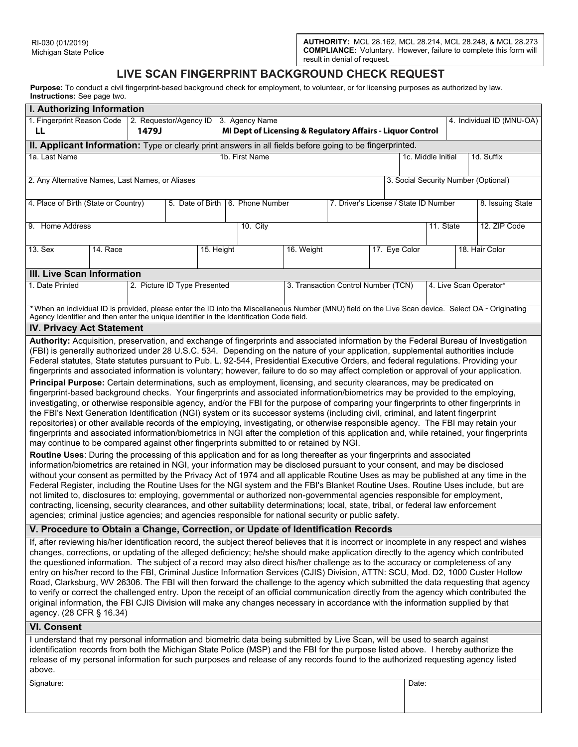RI-030 (01/2019)
Michigan State Police

**AUTHORITY:** MCL 28.162, MCL 28.214, MCL 28.248, & MCL 28.273
**COMPLIANCE:** Voluntary. However, failure to complete this form will result in denial of request.

# LIVE SCAN FINGERPRINT BACKGROUND CHECK REQUEST

**Purpose:** To conduct a civil fingerprint-based background check for employment, to volunteer, or for licensing purposes as authorized by law.
**Instructions:** See page two.

## I. Authorizing Information

| 1. Fingerprint Reason Code | 2. Requestor/Agency ID | 3. Agency Name | 4. Individual ID (MNU-OA) |
|---|---|---|---|
| **LL** | **1479J** | **MI Dept of Licensing & Regulatory Affairs - Liquor Control** | |

## II. Applicant Information: Type or clearly print answers in all fields before going to be fingerprinted.

| 1a. Last Name | 1b. First Name | 1c. Middle Initial | 1d. Suffix |
|---|---|---|---|
| | | | |

| 2. Any Alternative Names, Last Names, or Aliases | 3. Social Security Number (Optional) |
|---|---|
| | |

| 4. Place of Birth (State or Country) | 5. Date of Birth | 6. Phone Number | 7. Driver's License / State ID Number | 8. Issuing State |
|---|---|---|---|---|
| | | | | |

| 9. Home Address | 10. City | 11. State | 12. ZIP Code |
|---|---|---|---|
| | | | |

| 13. Sex | 14. Race | 15. Height | 16. Weight | 17. Eye Color | 18. Hair Color |
|---|---|---|---|---|---|
| | | | | | |

## III. Live Scan Information

| 1. Date Printed | 2. Picture ID Type Presented | 3. Transaction Control Number (TCN) | 4. Live Scan Operator* |
|---|---|---|---|
| | | | |

*When an individual ID is provided, please enter the ID into the Miscellaneous Number (MNU) field on the Live Scan device. Select OA - Originating Agency Identifier and then enter the unique identifier in the Identification Code field.

## IV. Privacy Act Statement

**Authority:** Acquisition, preservation, and exchange of fingerprints and associated information by the Federal Bureau of Investigation (FBI) is generally authorized under 28 U.S.C. 534. Depending on the nature of your application, supplemental authorities include Federal statutes, State statutes pursuant to Pub. L. 92-544, Presidential Executive Orders, and federal regulations. Providing your fingerprints and associated information is voluntary; however, failure to do so may affect completion or approval of your application.

**Principal Purpose:** Certain determinations, such as employment, licensing, and security clearances, may be predicated on fingerprint-based background checks. Your fingerprints and associated information/biometrics may be provided to the employing, investigating, or otherwise responsible agency, and/or the FBI for the purpose of comparing your fingerprints to other fingerprints in the FBI's Next Generation Identification (NGI) system or its successor systems (including civil, criminal, and latent fingerprint repositories) or other available records of the employing, investigating, or otherwise responsible agency. The FBI may retain your fingerprints and associated information/biometrics in NGI after the completion of this application and, while retained, your fingerprints may continue to be compared against other fingerprints submitted to or retained by NGI.

**Routine Uses**: During the processing of this application and for as long thereafter as your fingerprints and associated information/biometrics are retained in NGI, your information may be disclosed pursuant to your consent, and may be disclosed without your consent as permitted by the Privacy Act of 1974 and all applicable Routine Uses as may be published at any time in the Federal Register, including the Routine Uses for the NGI system and the FBI's Blanket Routine Uses. Routine Uses include, but are not limited to, disclosures to: employing, governmental or authorized non-governmental agencies responsible for employment, contracting, licensing, security clearances, and other suitability determinations; local, state, tribal, or federal law enforcement agencies; criminal justice agencies; and agencies responsible for national security or public safety.

## V. Procedure to Obtain a Change, Correction, or Update of Identification Records

If, after reviewing his/her identification record, the subject thereof believes that it is incorrect or incomplete in any respect and wishes changes, corrections, or updating of the alleged deficiency; he/she should make application directly to the agency which contributed the questioned information. The subject of a record may also direct his/her challenge as to the accuracy or completeness of any entry on his/her record to the FBI, Criminal Justice Information Services (CJIS) Division, ATTN: SCU, Mod. D2, 1000 Custer Hollow Road, Clarksburg, WV 26306. The FBI will then forward the challenge to the agency which submitted the data requesting that agency to verify or correct the challenged entry. Upon the receipt of an official communication directly from the agency which contributed the original information, the FBI CJIS Division will make any changes necessary in accordance with the information supplied by that agency. (28 CFR § 16.34)

## VI. Consent

I understand that my personal information and biometric data being submitted by Live Scan, will be used to search against identification records from both the Michigan State Police (MSP) and the FBI for the purpose listed above. I hereby authorize the release of my personal information for such purposes and release of any records found to the authorized requesting agency listed above.

| Signature: | Date: |
|---|---|
| | |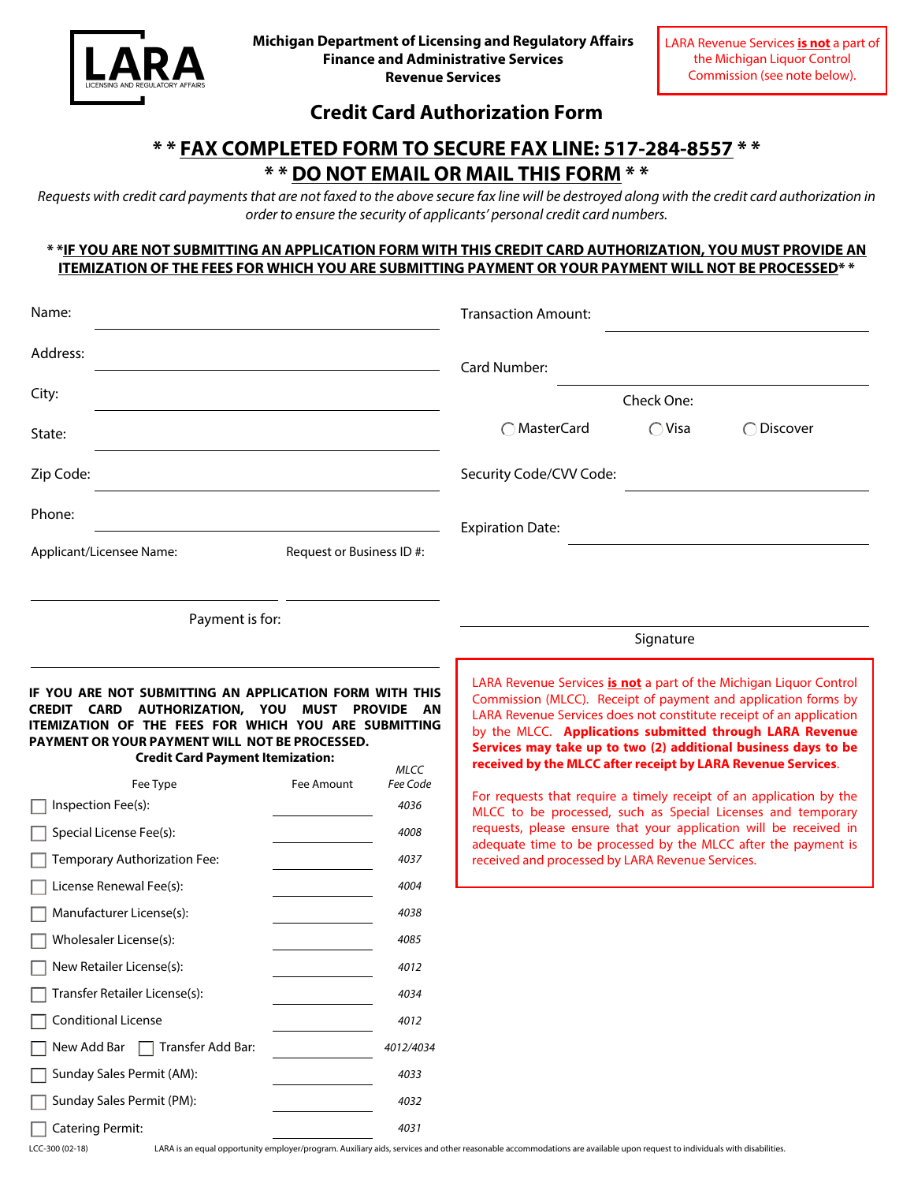Michigan Department of Licensing and Regulatory Affairs
Finance and Administrative Services
Revenue Services

LARA Revenue Services **is not** a part of the Michigan Liquor Control Commission (see note below).

# Credit Card Authorization Form

## * * FAX COMPLETED FORM TO SECURE FAX LINE: 517-284-8557 * *

## * * DO NOT EMAIL OR MAIL THIS FORM * *

*Requests with credit card payments that are not faxed to the above secure fax line will be destroyed along with the credit card authorization in order to ensure the security of applicants' personal credit card numbers.*

**\* \*IF YOU ARE NOT SUBMITTING AN APPLICATION FORM WITH THIS CREDIT CARD AUTHORIZATION, YOU MUST PROVIDE AN ITEMIZATION OF THE FEES FOR WHICH YOU ARE SUBMITTING PAYMENT OR YOUR PAYMENT WILL NOT BE PROCESSED\* \***

Name: ____________________

Address: ____________________

City: ____________________

State: ____________________

Zip Code: ____________________

Phone: ____________________

Applicant/Licensee Name: ____________________ Request or Business ID #: ____________________

Payment is for: ____________________

Transaction Amount: ____________________

Card Number: ____________________

Check One: ◯ MasterCard ◯ Visa ◯ Discover

Security Code/CVV Code: ____________________

Expiration Date: ____________________

____________________
Signature

**IF YOU ARE NOT SUBMITTING AN APPLICATION FORM WITH THIS CREDIT CARD AUTHORIZATION, YOU MUST PROVIDE AN ITEMIZATION OF THE FEES FOR WHICH YOU ARE SUBMITTING PAYMENT OR YOUR PAYMENT WILL NOT BE PROCESSED.**

**Credit Card Payment Itemization:**

| Fee Type | Fee Amount | MLCC Fee Code |
|---|---|---|
| ☐ Inspection Fee(s): | | 4036 |
| ☐ Special License Fee(s): | | 4008 |
| ☐ Temporary Authorization Fee: | | 4037 |
| ☐ License Renewal Fee(s): | | 4004 |
| ☐ Manufacturer License(s): | | 4038 |
| ☐ Wholesaler License(s): | | 4085 |
| ☐ New Retailer License(s): | | 4012 |
| ☐ Transfer Retailer License(s): | | 4034 |
| ☐ Conditional License | | 4012 |
| ☐ New Add Bar ☐ Transfer Add Bar: | | 4012/4034 |
| ☐ Sunday Sales Permit (AM): | | 4033 |
| ☐ Sunday Sales Permit (PM): | | 4032 |
| ☐ Catering Permit: | | 4031 |

LARA Revenue Services **is not** a part of the Michigan Liquor Control Commission (MLCC). Receipt of payment and application forms by LARA Revenue Services does not constitute receipt of an application by the MLCC. **Applications submitted through LARA Revenue Services may take up to two (2) additional business days to be received by the MLCC after receipt by LARA Revenue Services.**

For requests that require a timely receipt of an application by the MLCC to be processed, such as Special Licenses and temporary requests, please ensure that your application will be received in adequate time to be processed by the MLCC after the payment is received and processed by LARA Revenue Services.

LCC-300 (02-18) LARA is an equal opportunity employer/program. Auxiliary aids, services and other reasonable accommodations are available upon request to individuals with disabilities.